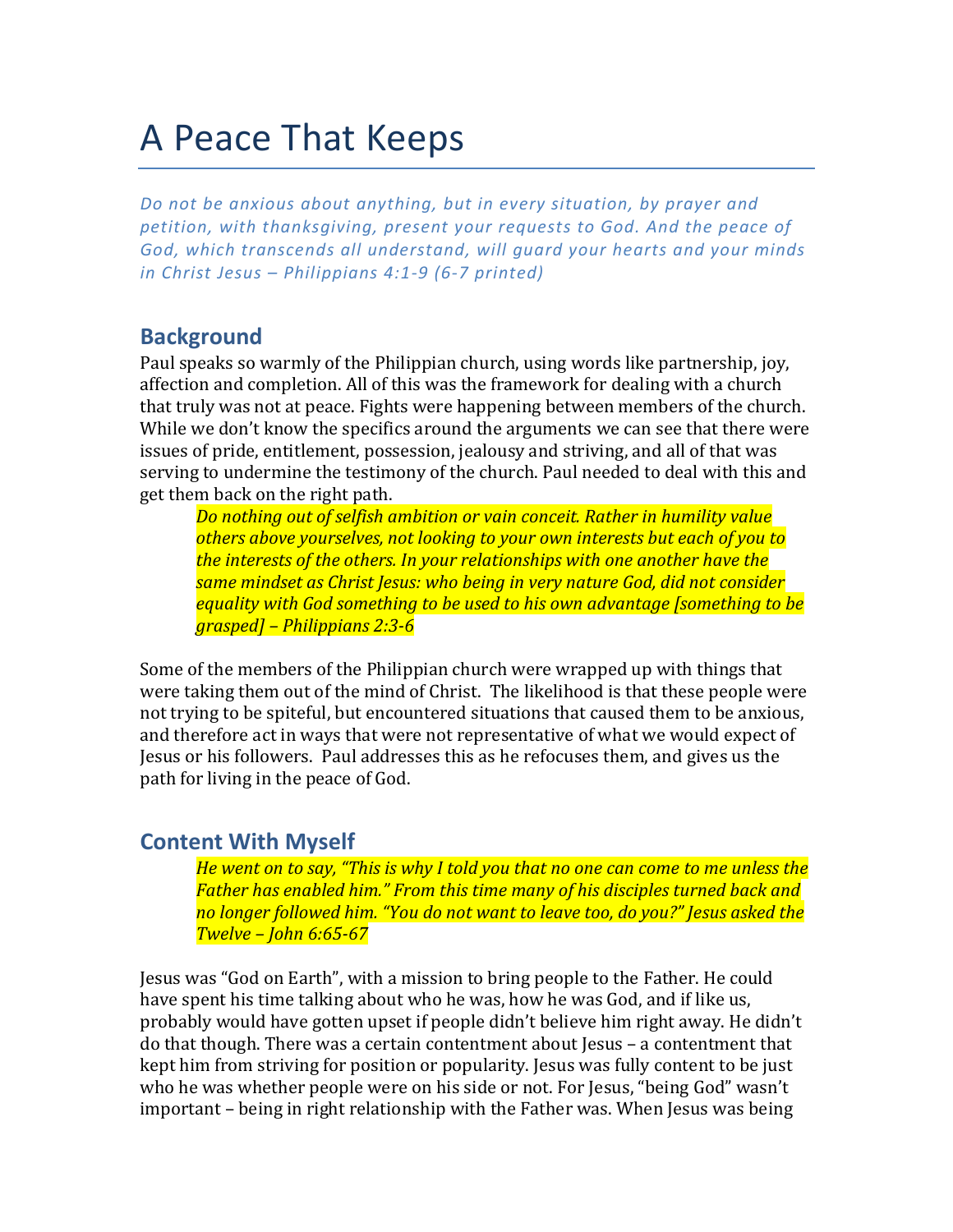# A Peace That Keeps

*Do not be anxious about anything, but in every situation, by prayer and petition, with thanksgiving, present your requests to God. And the peace of God, which transcends all understand, will guard your hearts and your minds in Christ Jesus – Philippians 4:1-9 (6-7 printed)*

## Background

Paul speaks so warmly of the Philippian church, using words like partnership, joy, affection and completion. All of this was the framework for dealing with a church that truly was not at peace. Fights were happening between members of the church. While we don't know the specifics around the arguments we can see that there were issues of pride, entitlement, possession, jealousy and striving, and all of that was serving to undermine the testimony of the church. Paul needed to deal with this and get them back on the right path.

> *Do nothing out of selfish ambition or vain conceit. Rather in humility value others above yourselves, not looking to your own interests but each of you to the interests of the others. In your relationships with one another have the same mindset as Christ Jesus: who being in very nature God, did not consider equality with God something to be used to his own advantage [something to be grasped] – Philippians 2:3-6*

Some of the members of the Philippian church were wrapped up with things that were taking them out of the mind of Christ. The likelihood is that these people were not trying to be spiteful, but encountered situations that caused them to be anxious, and therefore act in ways that were not representative of what we would expect of Jesus or his followers. Paul addresses this as he refocuses them, and gives us the path for living in the peace of God.

## Content With Myself

> *He went on to say, "This is why I told you that no one can come to me unless the Father has enabled him." From this time many of his disciples turned back and no longer followed him. "You do not want to leave too, do you?" Jesus asked the Twelve – John 6:65-67*

Jesus was "God on Earth", with a mission to bring people to the Father. He could have spent his time talking about who he was, how he was God, and if like us, probably would have gotten upset if people didn't believe him right away. He didn't do that though. There was a certain contentment about Jesus – a contentment that kept him from striving for position or popularity. Jesus was fully content to be just who he was whether people were on his side or not. For Jesus, "being God" wasn't important – being in right relationship with the Father was. When Jesus was being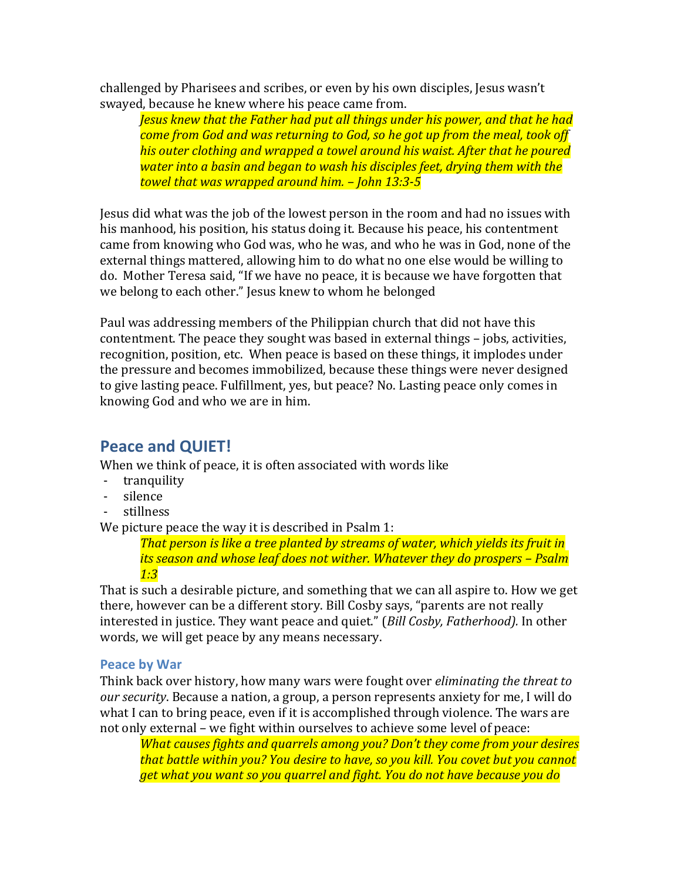challenged by Pharisees and scribes, or even by his own disciples, Jesus wasn't swayed, because he knew where his peace came from.

> *Jesus knew that the Father had put all things under his power, and that he had come from God and was returning to God, so he got up from the meal, took off his outer clothing and wrapped a towel around his waist. After that he poured water into a basin and began to wash his disciples feet, drying them with the towel that was wrapped around him. – John 13:3-5*

Jesus did what was the job of the lowest person in the room and had no issues with his manhood, his position, his status doing it. Because his peace, his contentment came from knowing who God was, who he was, and who he was in God, none of the external things mattered, allowing him to do what no one else would be willing to do. Mother Teresa said, "If we have no peace, it is because we have forgotten that we belong to each other." Jesus knew to whom he belonged

Paul was addressing members of the Philippian church that did not have this contentment. The peace they sought was based in external things – jobs, activities, recognition, position, etc. When peace is based on these things, it implodes under the pressure and becomes immobilized, because these things were never designed to give lasting peace. Fulfillment, yes, but peace? No. Lasting peace only comes in knowing God and who we are in him.

## Peace and QUIET!

When we think of peace, it is often associated with words like

- tranquility
- silence
- stillness

We picture peace the way it is described in Psalm 1:

> *That person is like a tree planted by streams of water, which yields its fruit in its season and whose leaf does not wither. Whatever they do prospers – Psalm 1:3*

That is such a desirable picture, and something that we can all aspire to. How we get there, however can be a different story. Bill Cosby says, "parents are not really interested in justice. They want peace and quiet." (*Bill Cosby, Fatherhood).* In other words, we will get peace by any means necessary.

### Peace by War

Think back over history, how many wars were fought over *eliminating the threat to our security*. Because a nation, a group, a person represents anxiety for me, I will do what I can to bring peace, even if it is accomplished through violence. The wars are not only external – we fight within ourselves to achieve some level of peace:

> *What causes fights and quarrels among you? Don't they come from your desires that battle within you? You desire to have, so you kill. You covet but you cannot get what you want so you quarrel and fight. You do not have because you do*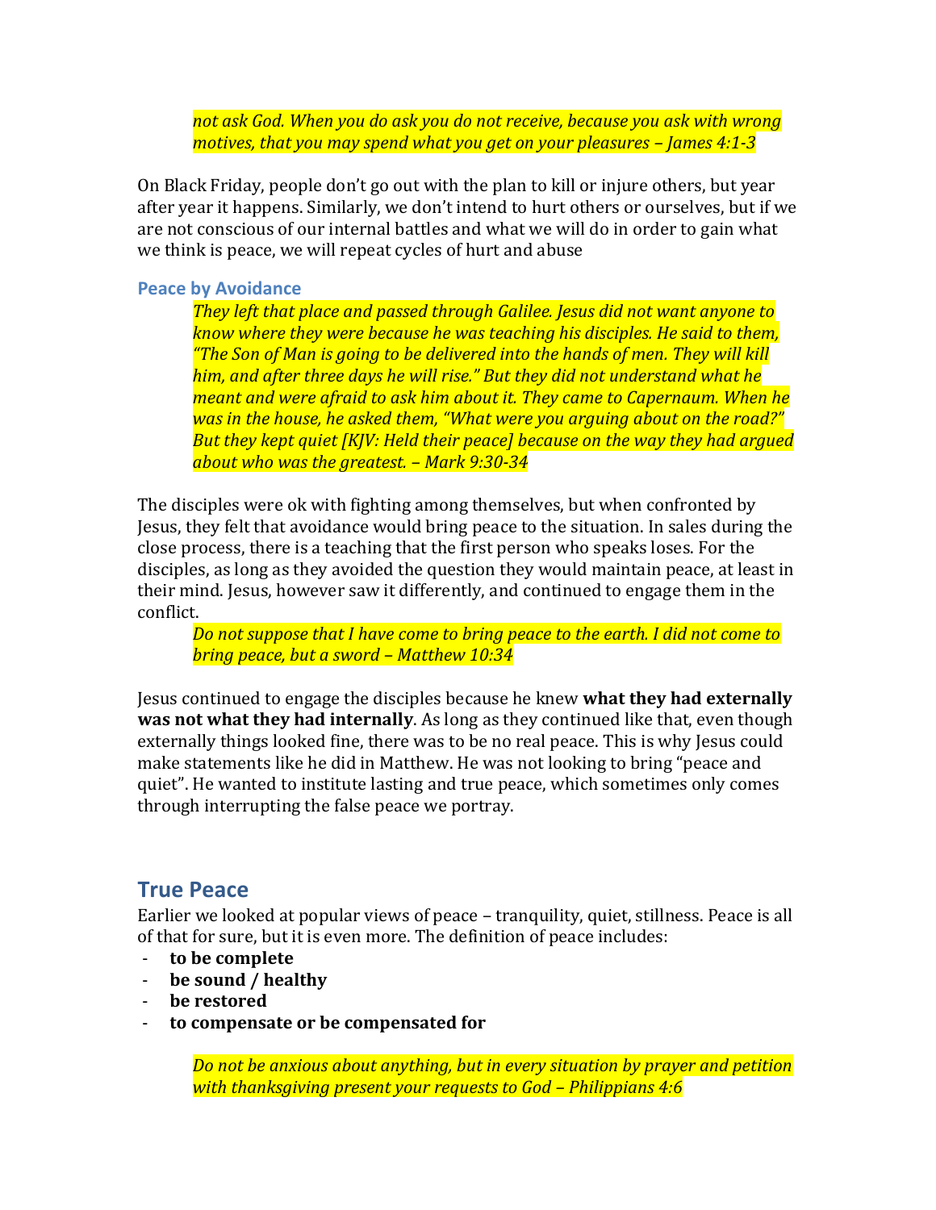> *not ask God. When you do ask you do not receive, because you ask with wrong motives, that you may spend what you get on your pleasures – James 4:1-3*

On Black Friday, people don't go out with the plan to kill or injure others, but year after year it happens. Similarly, we don't intend to hurt others or ourselves, but if we are not conscious of our internal battles and what we will do in order to gain what we think is peace, we will repeat cycles of hurt and abuse

### Peace by Avoidance

> *They left that place and passed through Galilee. Jesus did not want anyone to know where they were because he was teaching his disciples. He said to them, "The Son of Man is going to be delivered into the hands of men. They will kill him, and after three days he will rise." But they did not understand what he meant and were afraid to ask him about it. They came to Capernaum. When he was in the house, he asked them, "What were you arguing about on the road?" But they kept quiet [KJV: Held their peace] because on the way they had argued about who was the greatest. – Mark 9:30-34*

The disciples were ok with fighting among themselves, but when confronted by Jesus, they felt that avoidance would bring peace to the situation. In sales during the close process, there is a teaching that the first person who speaks loses. For the disciples, as long as they avoided the question they would maintain peace, at least in their mind. Jesus, however saw it differently, and continued to engage them in the conflict.

> *Do not suppose that I have come to bring peace to the earth. I did not come to bring peace, but a sword – Matthew 10:34*

Jesus continued to engage the disciples because he knew **what they had externally was not what they had internally**. As long as they continued like that, even though externally things looked fine, there was to be no real peace. This is why Jesus could make statements like he did in Matthew. He was not looking to bring "peace and quiet". He wanted to institute lasting and true peace, which sometimes only comes through interrupting the false peace we portray.

## True Peace

Earlier we looked at popular views of peace – tranquility, quiet, stillness. Peace is all of that for sure, but it is even more. The definition of peace includes:

- **to be complete**
- **be sound / healthy**
- **be restored**
- **to compensate or be compensated for**

> *Do not be anxious about anything, but in every situation by prayer and petition with thanksgiving present your requests to God – Philippians 4:6*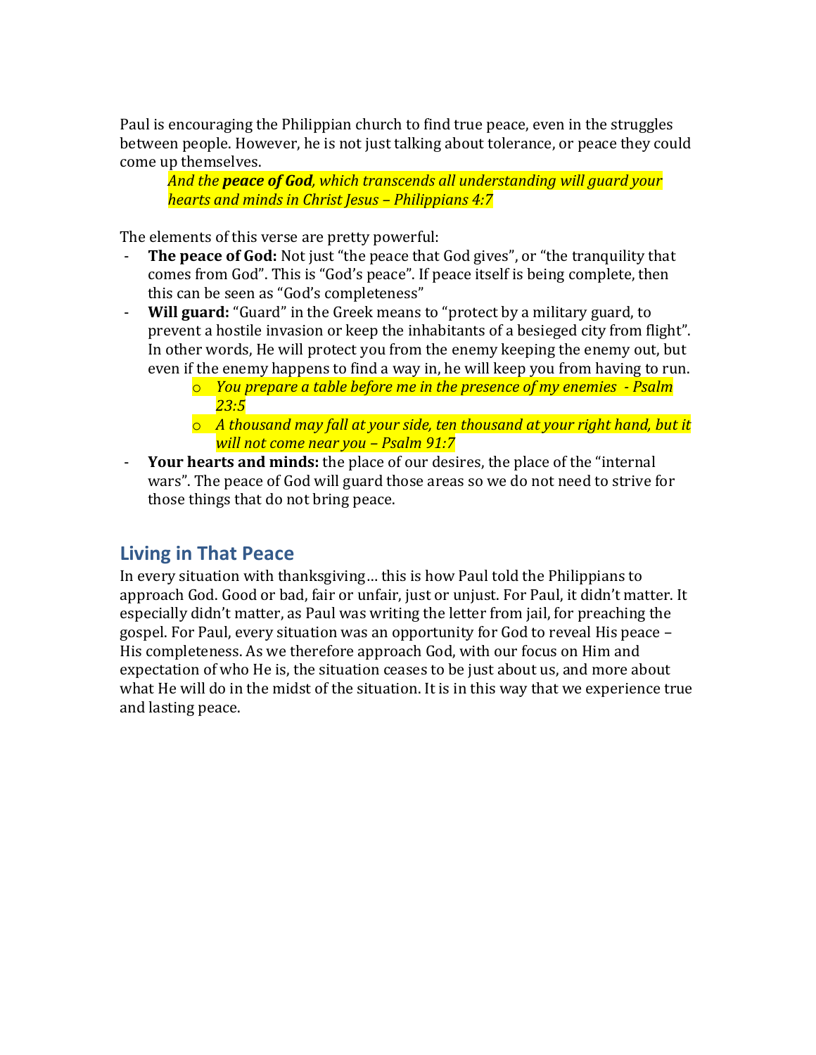Paul is encouraging the Philippian church to find true peace, even in the struggles between people. However, he is not just talking about tolerance, or peace they could come up themselves.

> *And the **peace of God**, which transcends all understanding will guard your hearts and minds in Christ Jesus – Philippians 4:7*

The elements of this verse are pretty powerful:

- **The peace of God:** Not just "the peace that God gives", or "the tranquility that comes from God". This is "God's peace". If peace itself is being complete, then this can be seen as "God's completeness"
- **Will guard:** "Guard" in the Greek means to "protect by a military guard, to prevent a hostile invasion or keep the inhabitants of a besieged city from flight". In other words, He will protect you from the enemy keeping the enemy out, but even if the enemy happens to find a way in, he will keep you from having to run.
    - *You prepare a table before me in the presence of my enemies - Psalm 23:5*
    - *A thousand may fall at your side, ten thousand at your right hand, but it will not come near you – Psalm 91:7*
- **Your hearts and minds:** the place of our desires, the place of the "internal wars". The peace of God will guard those areas so we do not need to strive for those things that do not bring peace.

## Living in That Peace

In every situation with thanksgiving… this is how Paul told the Philippians to approach God. Good or bad, fair or unfair, just or unjust. For Paul, it didn't matter. It especially didn't matter, as Paul was writing the letter from jail, for preaching the gospel. For Paul, every situation was an opportunity for God to reveal His peace – His completeness. As we therefore approach God, with our focus on Him and expectation of who He is, the situation ceases to be just about us, and more about what He will do in the midst of the situation. It is in this way that we experience true and lasting peace.